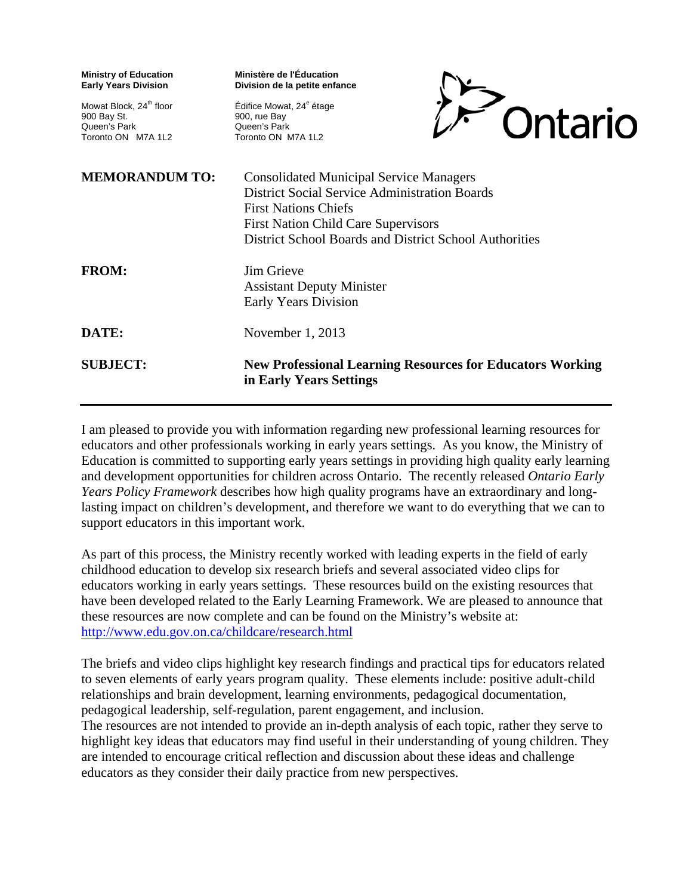**Ministry of Education**
**Early Years Division**

Mowat Block, 24th floor
900 Bay St.
Queen's Park
Toronto ON M7A 1L2

**Ministère de l'Éducation**
**Division de la petite enfance**

Édifice Mowat, 24e étage
900, rue Bay
Queen's Park
Toronto ON M7A 1L2

Ontario

**MEMORANDUM TO:** Consolidated Municipal Service Managers
District Social Service Administration Boards
First Nations Chiefs
First Nation Child Care Supervisors
District School Boards and District School Authorities

**FROM:** Jim Grieve
Assistant Deputy Minister
Early Years Division

**DATE:** November 1, 2013

**SUBJECT:** **New Professional Learning Resources for Educators Working in Early Years Settings**

---

I am pleased to provide you with information regarding new professional learning resources for educators and other professionals working in early years settings. As you know, the Ministry of Education is committed to supporting early years settings in providing high quality early learning and development opportunities for children across Ontario. The recently released *Ontario Early Years Policy Framework* describes how high quality programs have an extraordinary and long-lasting impact on children's development, and therefore we want to do everything that we can to support educators in this important work.

As part of this process, the Ministry recently worked with leading experts in the field of early childhood education to develop six research briefs and several associated video clips for educators working in early years settings. These resources build on the existing resources that have been developed related to the Early Learning Framework. We are pleased to announce that these resources are now complete and can be found on the Ministry's website at: http://www.edu.gov.on.ca/childcare/research.html

The briefs and video clips highlight key research findings and practical tips for educators related to seven elements of early years program quality. These elements include: positive adult-child relationships and brain development, learning environments, pedagogical documentation, pedagogical leadership, self-regulation, parent engagement, and inclusion.
The resources are not intended to provide an in-depth analysis of each topic, rather they serve to highlight key ideas that educators may find useful in their understanding of young children. They are intended to encourage critical reflection and discussion about these ideas and challenge educators as they consider their daily practice from new perspectives.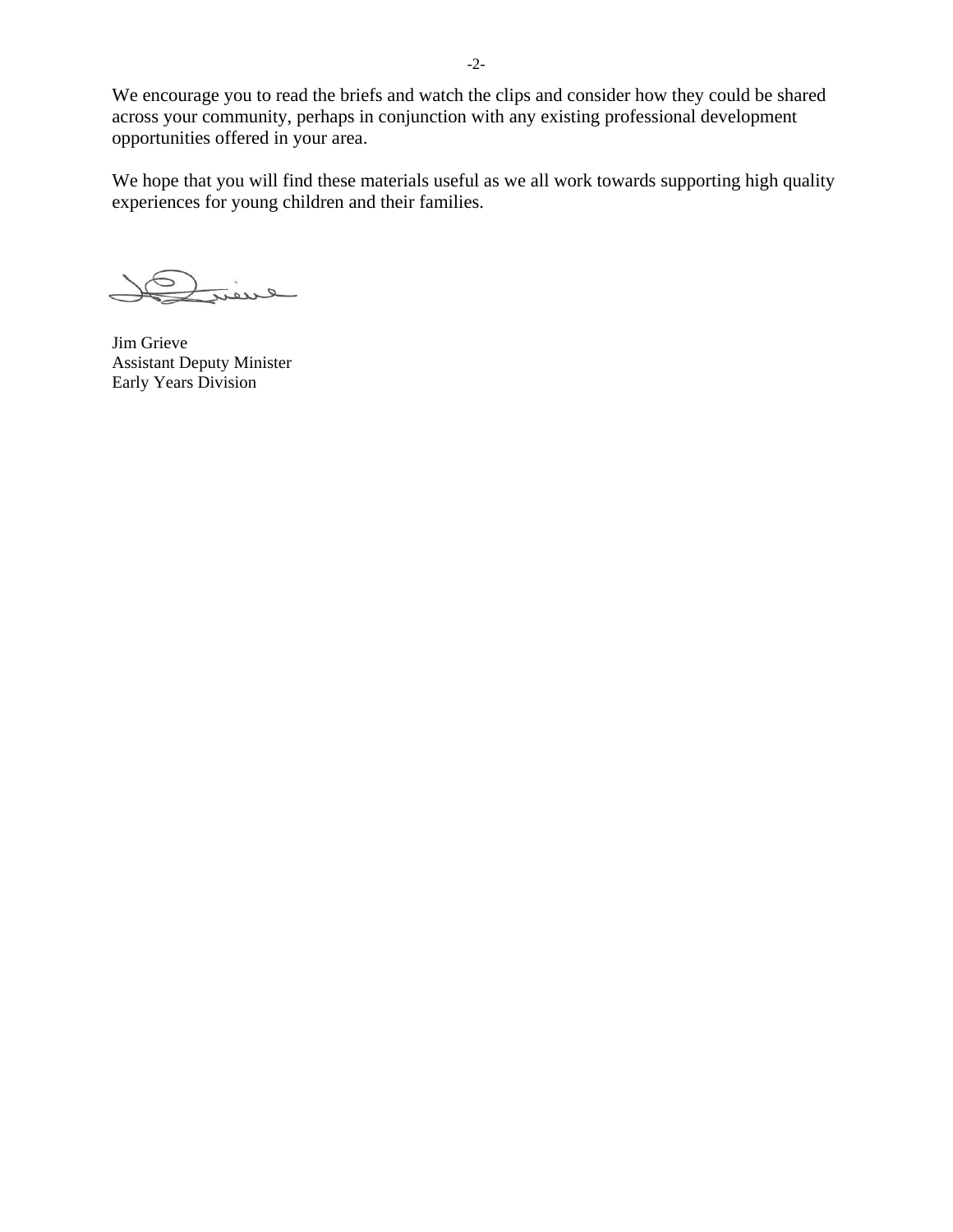We encourage you to read the briefs and watch the clips and consider how they could be shared across your community, perhaps in conjunction with any existing professional development opportunities offered in your area.

We hope that you will find these materials useful as we all work towards supporting high quality experiences for young children and their families.

Jim Grieve
Assistant Deputy Minister
Early Years Division